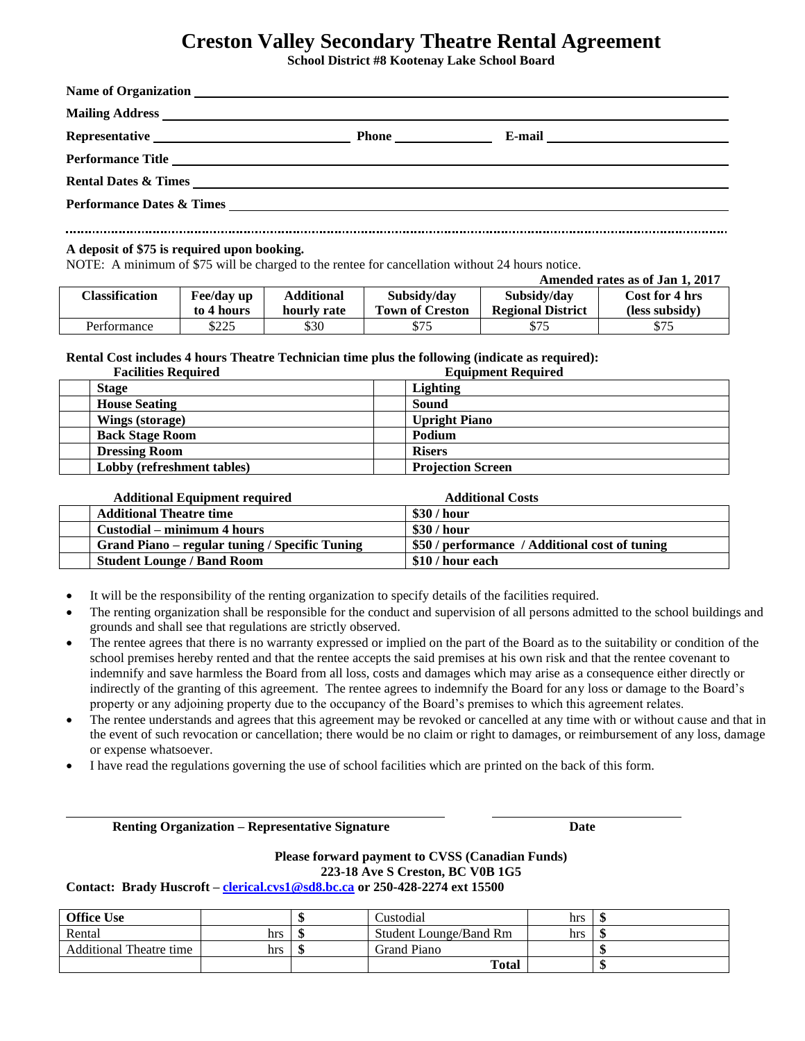# Creston Valley Secondary Theatre Rental Agreement

**School District #8 Kootenay Lake School Board**

**Name of Organization** ______________________________

**Mailing Address** ______________________________

**Representative** ______________ **Phone** ______________ **E-mail** ______________

**Performance Title** ______________________________

**Rental Dates & Times** ______________________________

**Performance Dates & Times** ______________________________

---

**A deposit of $75 is required upon booking.**

NOTE: A minimum of $75 will be charged to the rentee for cancellation without 24 hours notice.

**Amended rates as of Jan 1, 2017**

| Classification | Fee/day up to 4 hours | Additional hourly rate | Subsidy/day Town of Creston | Subsidy/day Regional District | Cost for 4 hrs (less subsidy) |
|---|---|---|---|---|---|
| Performance | $225 | $30 | $75 | $75 | $75 |

**Rental Cost includes 4 hours Theatre Technician time plus the following (indicate as required):**

| | Facilities Required | | Equipment Required |
|---|---|---|---|
| | **Stage** | | **Lighting** |
| | **House Seating** | | **Sound** |
| | **Wings (storage)** | | **Upright Piano** |
| | **Back Stage Room** | | **Podium** |
| | **Dressing Room** | | **Risers** |
| | **Lobby (refreshment tables)** | | **Projection Screen** |

| | Additional Equipment required | Additional Costs |
|---|---|---|
| | **Additional Theatre time** | **$30 / hour** |
| | **Custodial – minimum 4 hours** | **$30 / hour** |
| | **Grand Piano – regular tuning / Specific Tuning** | **$50 / performance / Additional cost of tuning** |
| | **Student Lounge / Band Room** | **$10 / hour each** |

- It will be the responsibility of the renting organization to specify details of the facilities required.
- The renting organization shall be responsible for the conduct and supervision of all persons admitted to the school buildings and grounds and shall see that regulations are strictly observed.
- The rentee agrees that there is no warranty expressed or implied on the part of the Board as to the suitability or condition of the school premises hereby rented and that the rentee accepts the said premises at his own risk and that the rentee covenant to indemnify and save harmless the Board from all loss, costs and damages which may arise as a consequence either directly or indirectly of the granting of this agreement. The rentee agrees to indemnify the Board for any loss or damage to the Board's property or any adjoining property due to the occupancy of the Board's premises to which this agreement relates.
- The rentee understands and agrees that this agreement may be revoked or cancelled at any time with or without cause and that in the event of such revocation or cancellation; there would be no claim or right to damages, or reimbursement of any loss, damage or expense whatsoever.
- I have read the regulations governing the use of school facilities which are printed on the back of this form.

______________________________ ______________

**Renting Organization – Representative Signature** **Date**

**Please forward payment to CVSS (Canadian Funds)**
**223-18 Ave S Creston, BC V0B 1G5**

**Contact: Brady Huscroft – [clerical.cvs1@sd8.bc.ca](mailto:clerical.cvs1@sd8.bc.ca) or 250-428-2274 ext 15500**

| **Office Use** | | $ | Custodial | hrs | $ |
|---|---|---|---|---|---|
| Rental | hrs | $ | Student Lounge/Band Rm | hrs | $ |
| Additional Theatre time | hrs | $ | Grand Piano | | $ |
| | | | **Total** | | $ |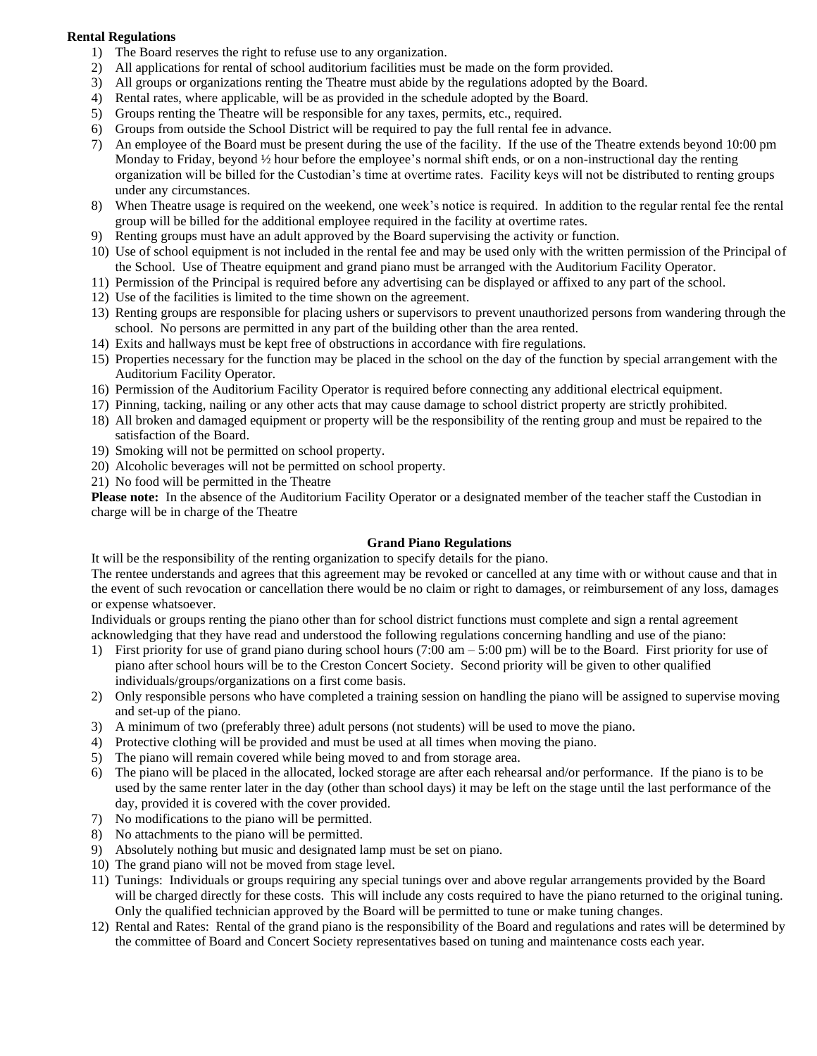**Rental Regulations**

1) The Board reserves the right to refuse use to any organization.
2) All applications for rental of school auditorium facilities must be made on the form provided.
3) All groups or organizations renting the Theatre must abide by the regulations adopted by the Board.
4) Rental rates, where applicable, will be as provided in the schedule adopted by the Board.
5) Groups renting the Theatre will be responsible for any taxes, permits, etc., required.
6) Groups from outside the School District will be required to pay the full rental fee in advance.
7) An employee of the Board must be present during the use of the facility. If the use of the Theatre extends beyond 10:00 pm Monday to Friday, beyond ½ hour before the employee's normal shift ends, or on a non-instructional day the renting organization will be billed for the Custodian's time at overtime rates. Facility keys will not be distributed to renting groups under any circumstances.
8) When Theatre usage is required on the weekend, one week's notice is required. In addition to the regular rental fee the rental group will be billed for the additional employee required in the facility at overtime rates.
9) Renting groups must have an adult approved by the Board supervising the activity or function.
10) Use of school equipment is not included in the rental fee and may be used only with the written permission of the Principal of the School. Use of Theatre equipment and grand piano must be arranged with the Auditorium Facility Operator.
11) Permission of the Principal is required before any advertising can be displayed or affixed to any part of the school.
12) Use of the facilities is limited to the time shown on the agreement.
13) Renting groups are responsible for placing ushers or supervisors to prevent unauthorized persons from wandering through the school. No persons are permitted in any part of the building other than the area rented.
14) Exits and hallways must be kept free of obstructions in accordance with fire regulations.
15) Properties necessary for the function may be placed in the school on the day of the function by special arrangement with the Auditorium Facility Operator.
16) Permission of the Auditorium Facility Operator is required before connecting any additional electrical equipment.
17) Pinning, tacking, nailing or any other acts that may cause damage to school district property are strictly prohibited.
18) All broken and damaged equipment or property will be the responsibility of the renting group and must be repaired to the satisfaction of the Board.
19) Smoking will not be permitted on school property.
20) Alcoholic beverages will not be permitted on school property.
21) No food will be permitted in the Theatre

**Please note:** In the absence of the Auditorium Facility Operator or a designated member of the teacher staff the Custodian in charge will be in charge of the Theatre

**Grand Piano Regulations**

It will be the responsibility of the renting organization to specify details for the piano.

The rentee understands and agrees that this agreement may be revoked or cancelled at any time with or without cause and that in the event of such revocation or cancellation there would be no claim or right to damages, or reimbursement of any loss, damages or expense whatsoever.

Individuals or groups renting the piano other than for school district functions must complete and sign a rental agreement acknowledging that they have read and understood the following regulations concerning handling and use of the piano:

1) First priority for use of grand piano during school hours (7:00 am – 5:00 pm) will be to the Board. First priority for use of piano after school hours will be to the Creston Concert Society. Second priority will be given to other qualified individuals/groups/organizations on a first come basis.
2) Only responsible persons who have completed a training session on handling the piano will be assigned to supervise moving and set-up of the piano.
3) A minimum of two (preferably three) adult persons (not students) will be used to move the piano.
4) Protective clothing will be provided and must be used at all times when moving the piano.
5) The piano will remain covered while being moved to and from storage area.
6) The piano will be placed in the allocated, locked storage are after each rehearsal and/or performance. If the piano is to be used by the same renter later in the day (other than school days) it may be left on the stage until the last performance of the day, provided it is covered with the cover provided.
7) No modifications to the piano will be permitted.
8) No attachments to the piano will be permitted.
9) Absolutely nothing but music and designated lamp must be set on piano.
10) The grand piano will not be moved from stage level.
11) Tunings: Individuals or groups requiring any special tunings over and above regular arrangements provided by the Board will be charged directly for these costs. This will include any costs required to have the piano returned to the original tuning. Only the qualified technician approved by the Board will be permitted to tune or make tuning changes.
12) Rental and Rates: Rental of the grand piano is the responsibility of the Board and regulations and rates will be determined by the committee of Board and Concert Society representatives based on tuning and maintenance costs each year.